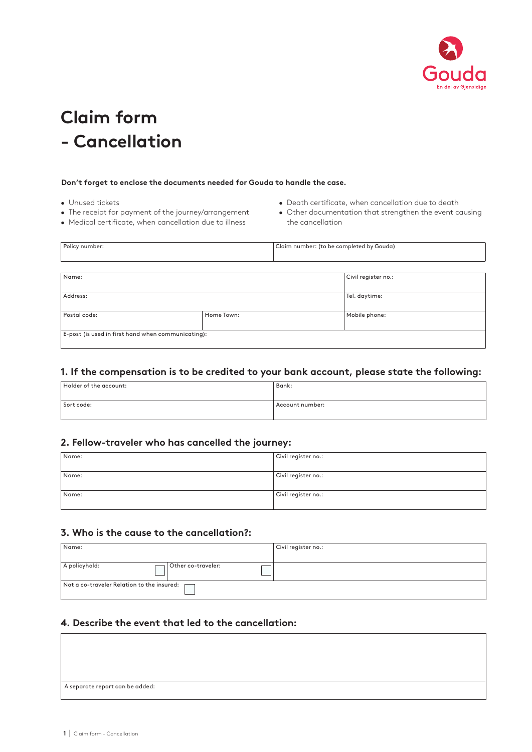Gouda

En del av Gjensidige

# Claim form - Cancellation

**Don't forget to enclose the documents needed for Gouda to handle the case.**

- Unused tickets
- The receipt for payment of the journey/arrangement
- Medical certificate, when cancellation due to illness
- Death certificate, when cancellation due to death
- Other documentation that strengthen the event causing the cancellation

| Policy number: | Claim number: (to be completed by Gouda) |
|---|---|

| Name: | | Civil register no.: |
|---|---|---|
| Address: | | Tel. daytime: |
| Postal code: | Home Town: | Mobile phone: |
| E-post (is used in first hand when communicating): | | |

## 1. If the compensation is to be credited to your bank account, please state the following:

| Holder of the account: | Bank: |
|---|---|
| Sort code: | Account number: |

## 2. Fellow-traveler who has cancelled the journey:

| Name: | Civil register no.: |
|---|---|
| Name: | Civil register no.: |
| Name: | Civil register no.: |

## 3. Who is the cause to the cancellation?:

| Name: | | Civil register no.: |
|---|---|---|
| A policyhold: ☐ | Other co-traveler: ☐ | |
| Not a co-traveler Relation to the insured: ☐ | | |

## 4. Describe the event that led to the cancellation:

| |
|---|
| A separate report can be added: |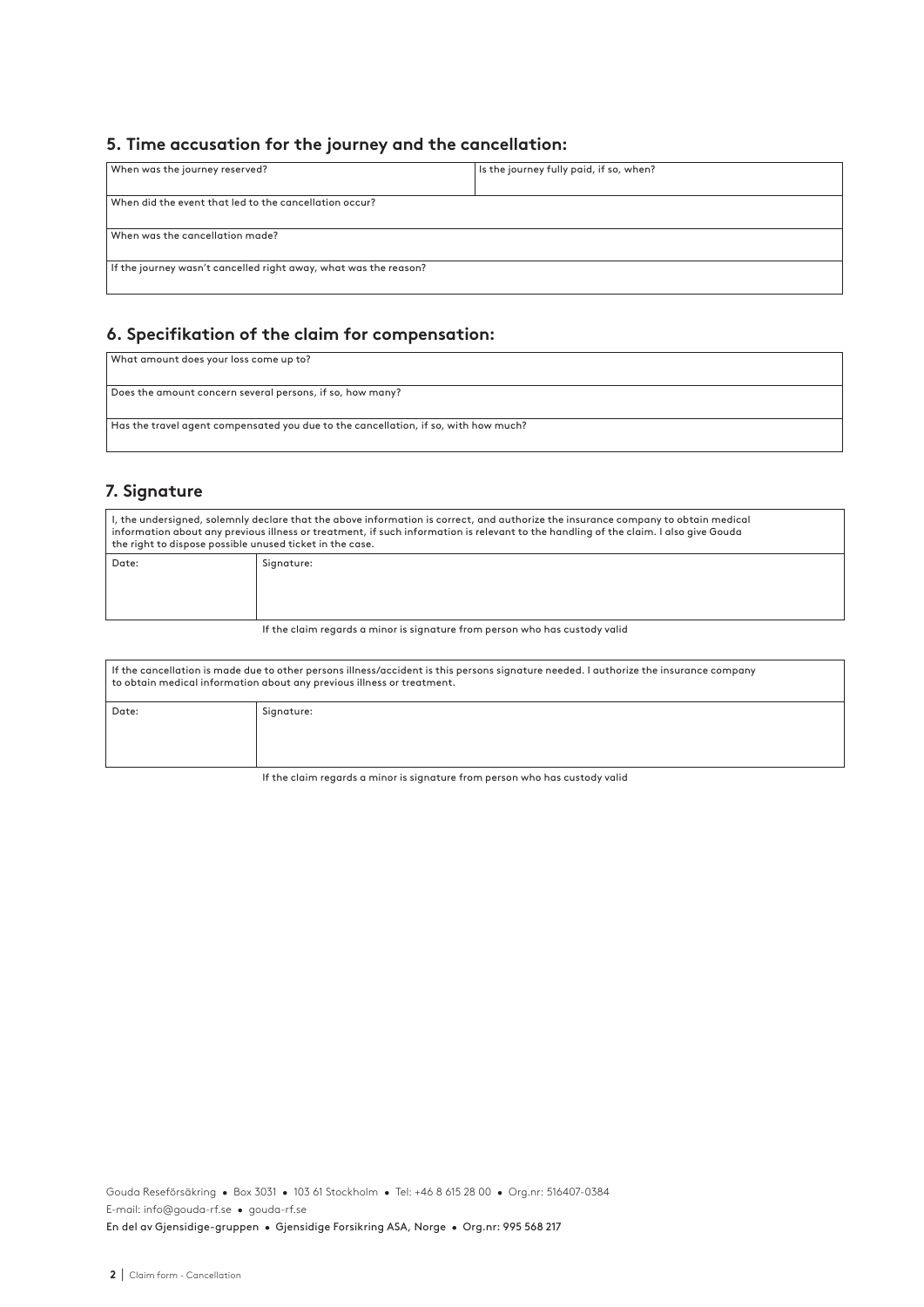## 5. Time accusation for the journey and the cancellation:

| | |
|---|---|
| When was the journey reserved? | Is the journey fully paid, if so, when? |
| When did the event that led to the cancellation occur? | |
| When was the cancellation made? | |
| If the journey wasn't cancelled right away, what was the reason? | |

## 6. Specifikation of the claim for compensation:

| |
|---|
| What amount does your loss come up to? |
| Does the amount concern several persons, if so, how many? |
| Has the travel agent compensated you due to the cancellation, if so, with how much? |

## 7. Signature

| | |
|---|---|
| I, the undersigned, solemnly declare that the above information is correct, and authorize the insurance company to obtain medical information about any previous illness or treatment, if such information is relevant to the handling of the claim. I also give Gouda the right to dispose possible unused ticket in the case. | |
| Date: | Signature: |

If the claim regards a minor is signature from person who has custody valid

| | |
|---|---|
| If the cancellation is made due to other persons illness/accident is this persons signature needed. I authorize the insurance company to obtain medical information about any previous illness or treatment. | |
| Date: | Signature: |

If the claim regards a minor is signature from person who has custody valid

Gouda Reseförsäkring • Box 3031 • 103 61 Stockholm • Tel: +46 8 615 28 00 • Org.nr: 516407-0384
E-mail: info@gouda-rf.se • gouda-rf.se
En del av Gjensidige-gruppen • Gjensidige Forsikring ASA, Norge • Org.nr: 995 568 217